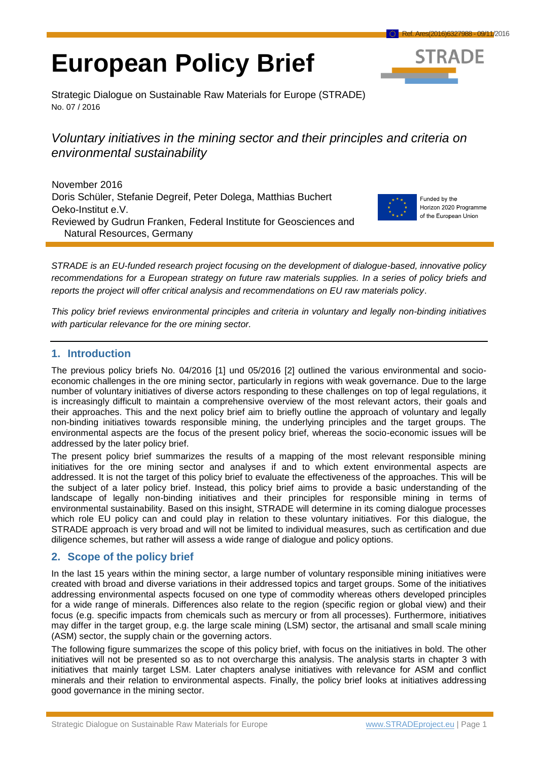# European Policy Brief

Strategic Dialogue on Sustainable Raw Materials for Europe (STRADE)
No. 07 / 2016

*Voluntary initiatives in the mining sector and their principles and criteria on environmental sustainability*

November 2016
Doris Schüler, Stefanie Degreif, Peter Dolega, Matthias Buchert
Oeko-Institut e.V.
Reviewed by Gudrun Franken, Federal Institute for Geosciences and Natural Resources, Germany

Funded by the Horizon 2020 Programme of the European Union

*STRADE is an EU-funded research project focusing on the development of dialogue-based, innovative policy recommendations for a European strategy on future raw materials supplies. In a series of policy briefs and reports the project will offer critical analysis and recommendations on EU raw materials policy.*

*This policy brief reviews environmental principles and criteria in voluntary and legally non-binding initiatives with particular relevance for the ore mining sector.*

## 1. Introduction

The previous policy briefs No. 04/2016 [1] und 05/2016 [2] outlined the various environmental and socio-economic challenges in the ore mining sector, particularly in regions with weak governance. Due to the large number of voluntary initiatives of diverse actors responding to these challenges on top of legal regulations, it is increasingly difficult to maintain a comprehensive overview of the most relevant actors, their goals and their approaches. This and the next policy brief aim to briefly outline the approach of voluntary and legally non-binding initiatives towards responsible mining, the underlying principles and the target groups. The environmental aspects are the focus of the present policy brief, whereas the socio-economic issues will be addressed by the later policy brief.

The present policy brief summarizes the results of a mapping of the most relevant responsible mining initiatives for the ore mining sector and analyses if and to which extent environmental aspects are addressed. It is not the target of this policy brief to evaluate the effectiveness of the approaches. This will be the subject of a later policy brief. Instead, this policy brief aims to provide a basic understanding of the landscape of legally non-binding initiatives and their principles for responsible mining in terms of environmental sustainability. Based on this insight, STRADE will determine in its coming dialogue processes which role EU policy can and could play in relation to these voluntary initiatives. For this dialogue, the STRADE approach is very broad and will not be limited to individual measures, such as certification and due diligence schemes, but rather will assess a wide range of dialogue and policy options.

## 2. Scope of the policy brief

In the last 15 years within the mining sector, a large number of voluntary responsible mining initiatives were created with broad and diverse variations in their addressed topics and target groups. Some of the initiatives addressing environmental aspects focused on one type of commodity whereas others developed principles for a wide range of minerals. Differences also relate to the region (specific region or global view) and their focus (e.g. specific impacts from chemicals such as mercury or from all processes). Furthermore, initiatives may differ in the target group, e.g. the large scale mining (LSM) sector, the artisanal and small scale mining (ASM) sector, the supply chain or the governing actors.

The following figure summarizes the scope of this policy brief, with focus on the initiatives in bold. The other initiatives will not be presented so as to not overcharge this analysis. The analysis starts in chapter 3 with initiatives that mainly target LSM. Later chapters analyse initiatives with relevance for ASM and conflict minerals and their relation to environmental aspects. Finally, the policy brief looks at initiatives addressing good governance in the mining sector.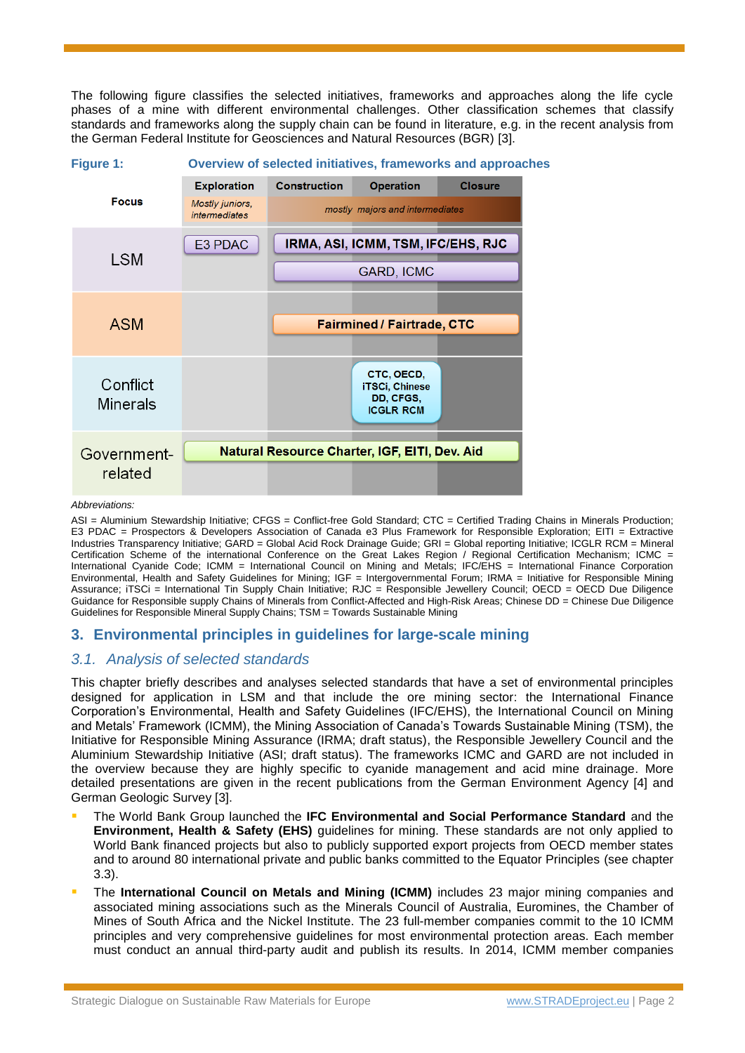The following figure classifies the selected initiatives, frameworks and approaches along the life cycle phases of a mine with different environmental challenges. Other classification schemes that classify standards and frameworks along the supply chain can be found in literature, e.g. in the recent analysis from the German Federal Institute for Geosciences and Natural Resources (BGR) [3].

**Figure 1: Overview of selected initiatives, frameworks and approaches**

| Focus | Exploration | Construction | Operation | Closure |
|---|---|---|---|---|
| | *Mostly juniors, intermediates* | *mostly majors and intermediates* | | |
| LSM | E3 PDAC | IRMA, ASI, ICMM, TSM, IFC/EHS, RJC | | |
| | | GARD, ICMC | | |
| ASM | | Fairmined / Fairtrade, CTC | | |
| Conflict Minerals | | | CTC, OECD, iTSCi, Chinese DD, CFGS, ICGLR RCM | |
| Government-related | Natural Resource Charter, IGF, EITI, Dev. Aid | | | |

*Abbreviations:*

ASI = Aluminium Stewardship Initiative; CFGS = Conflict-free Gold Standard; CTC = Certified Trading Chains in Minerals Production; E3 PDAC = Prospectors & Developers Association of Canada e3 Plus Framework for Responsible Exploration; EITI = Extractive Industries Transparency Initiative; GARD = Global Acid Rock Drainage Guide; GRI = Global reporting Initiative; ICGLR RCM = Mineral Certification Scheme of the international Conference on the Great Lakes Region / Regional Certification Mechanism; ICMC = International Cyanide Code; ICMM = International Council on Mining and Metals; IFC/EHS = International Finance Corporation Environmental, Health and Safety Guidelines for Mining; IGF = Intergovernmental Forum; IRMA = Initiative for Responsible Mining Assurance; iTSCi = International Tin Supply Chain Initiative; RJC = Responsible Jewellery Council; OECD = OECD Due Diligence Guidance for Responsible supply Chains of Minerals from Conflict-Affected and High-Risk Areas; Chinese DD = Chinese Due Diligence Guidelines for Responsible Mineral Supply Chains; TSM = Towards Sustainable Mining

## 3. Environmental principles in guidelines for large-scale mining

### *3.1. Analysis of selected standards*

This chapter briefly describes and analyses selected standards that have a set of environmental principles designed for application in LSM and that include the ore mining sector: the International Finance Corporation's Environmental, Health and Safety Guidelines (IFC/EHS), the International Council on Mining and Metals' Framework (ICMM), the Mining Association of Canada's Towards Sustainable Mining (TSM), the Initiative for Responsible Mining Assurance (IRMA; draft status), the Responsible Jewellery Council and the Aluminium Stewardship Initiative (ASI; draft status). The frameworks ICMC and GARD are not included in the overview because they are highly specific to cyanide management and acid mine drainage. More detailed presentations are given in the recent publications from the German Environment Agency [4] and German Geologic Survey [3].

- The World Bank Group launched the **IFC Environmental and Social Performance Standard** and the **Environment, Health & Safety (EHS)** guidelines for mining. These standards are not only applied to World Bank financed projects but also to publicly supported export projects from OECD member states and to around 80 international private and public banks committed to the Equator Principles (see chapter 3.3).
- The **International Council on Metals and Mining (ICMM)** includes 23 major mining companies and associated mining associations such as the Minerals Council of Australia, Euromines, the Chamber of Mines of South Africa and the Nickel Institute. The 23 full-member companies commit to the 10 ICMM principles and very comprehensive guidelines for most environmental protection areas. Each member must conduct an annual third-party audit and publish its results. In 2014, ICMM member companies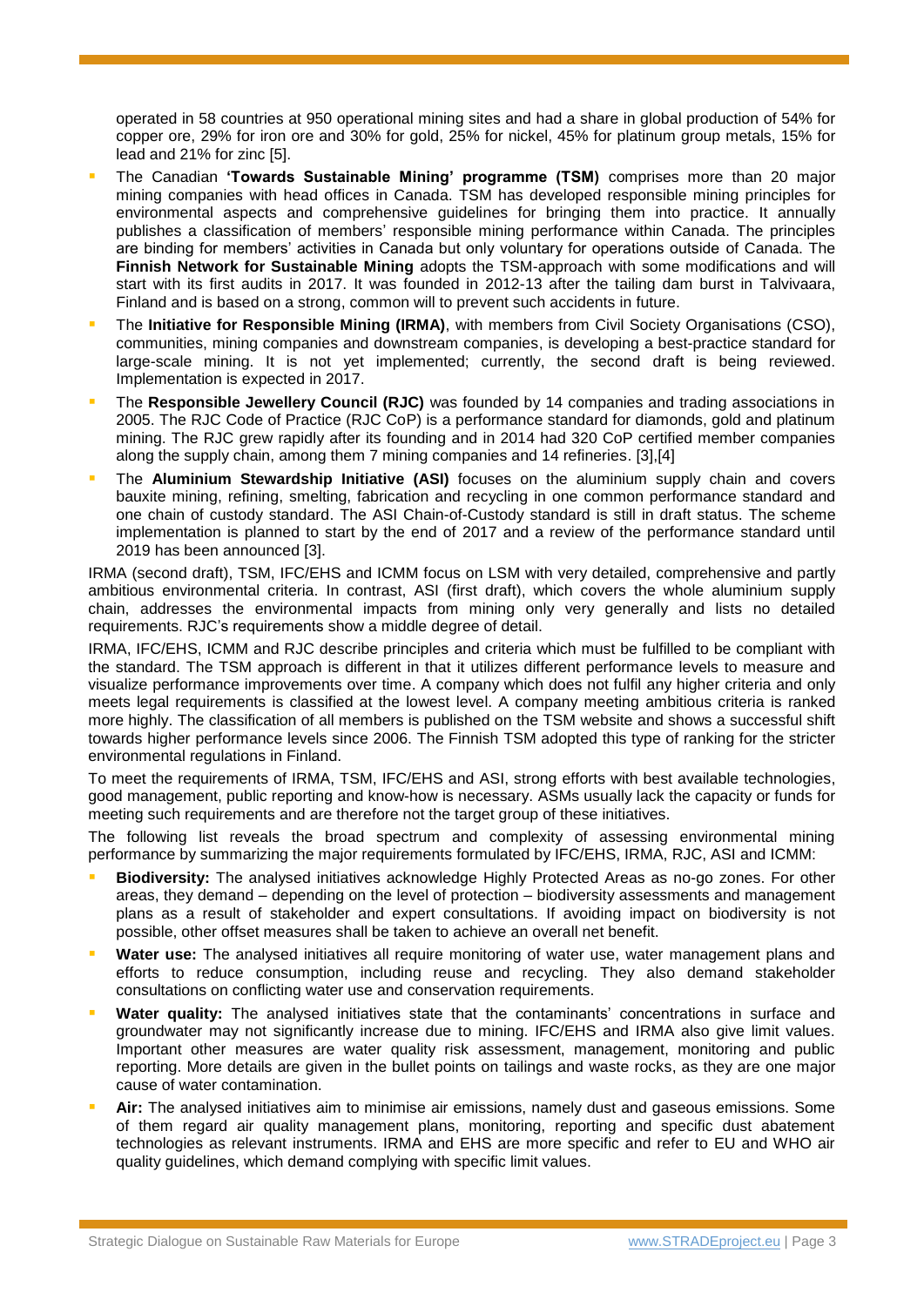operated in 58 countries at 950 operational mining sites and had a share in global production of 54% for copper ore, 29% for iron ore and 30% for gold, 25% for nickel, 45% for platinum group metals, 15% for lead and 21% for zinc [5].

- The Canadian **'Towards Sustainable Mining' programme (TSM)** comprises more than 20 major mining companies with head offices in Canada. TSM has developed responsible mining principles for environmental aspects and comprehensive guidelines for bringing them into practice. It annually publishes a classification of members' responsible mining performance within Canada. The principles are binding for members' activities in Canada but only voluntary for operations outside of Canada. The **Finnish Network for Sustainable Mining** adopts the TSM-approach with some modifications and will start with its first audits in 2017. It was founded in 2012-13 after the tailing dam burst in Talvivaara, Finland and is based on a strong, common will to prevent such accidents in future.
- The **Initiative for Responsible Mining (IRMA)**, with members from Civil Society Organisations (CSO), communities, mining companies and downstream companies, is developing a best-practice standard for large-scale mining. It is not yet implemented; currently, the second draft is being reviewed. Implementation is expected in 2017.
- The **Responsible Jewellery Council (RJC)** was founded by 14 companies and trading associations in 2005. The RJC Code of Practice (RJC CoP) is a performance standard for diamonds, gold and platinum mining. The RJC grew rapidly after its founding and in 2014 had 320 CoP certified member companies along the supply chain, among them 7 mining companies and 14 refineries. [3],[4]
- The **Aluminium Stewardship Initiative (ASI)** focuses on the aluminium supply chain and covers bauxite mining, refining, smelting, fabrication and recycling in one common performance standard and one chain of custody standard. The ASI Chain-of-Custody standard is still in draft status. The scheme implementation is planned to start by the end of 2017 and a review of the performance standard until 2019 has been announced [3].

IRMA (second draft), TSM, IFC/EHS and ICMM focus on LSM with very detailed, comprehensive and partly ambitious environmental criteria. In contrast, ASI (first draft), which covers the whole aluminium supply chain, addresses the environmental impacts from mining only very generally and lists no detailed requirements. RJC's requirements show a middle degree of detail.

IRMA, IFC/EHS, ICMM and RJC describe principles and criteria which must be fulfilled to be compliant with the standard. The TSM approach is different in that it utilizes different performance levels to measure and visualize performance improvements over time. A company which does not fulfil any higher criteria and only meets legal requirements is classified at the lowest level. A company meeting ambitious criteria is ranked more highly. The classification of all members is published on the TSM website and shows a successful shift towards higher performance levels since 2006. The Finnish TSM adopted this type of ranking for the stricter environmental regulations in Finland.

To meet the requirements of IRMA, TSM, IFC/EHS and ASI, strong efforts with best available technologies, good management, public reporting and know-how is necessary. ASMs usually lack the capacity or funds for meeting such requirements and are therefore not the target group of these initiatives.

The following list reveals the broad spectrum and complexity of assessing environmental mining performance by summarizing the major requirements formulated by IFC/EHS, IRMA, RJC, ASI and ICMM:

- **Biodiversity:** The analysed initiatives acknowledge Highly Protected Areas as no-go zones. For other areas, they demand – depending on the level of protection – biodiversity assessments and management plans as a result of stakeholder and expert consultations. If avoiding impact on biodiversity is not possible, other offset measures shall be taken to achieve an overall net benefit.
- **Water use:** The analysed initiatives all require monitoring of water use, water management plans and efforts to reduce consumption, including reuse and recycling. They also demand stakeholder consultations on conflicting water use and conservation requirements.
- **Water quality:** The analysed initiatives state that the contaminants' concentrations in surface and groundwater may not significantly increase due to mining. IFC/EHS and IRMA also give limit values. Important other measures are water quality risk assessment, management, monitoring and public reporting. More details are given in the bullet points on tailings and waste rocks, as they are one major cause of water contamination.
- **Air:** The analysed initiatives aim to minimise air emissions, namely dust and gaseous emissions. Some of them regard air quality management plans, monitoring, reporting and specific dust abatement technologies as relevant instruments. IRMA and EHS are more specific and refer to EU and WHO air quality guidelines, which demand complying with specific limit values.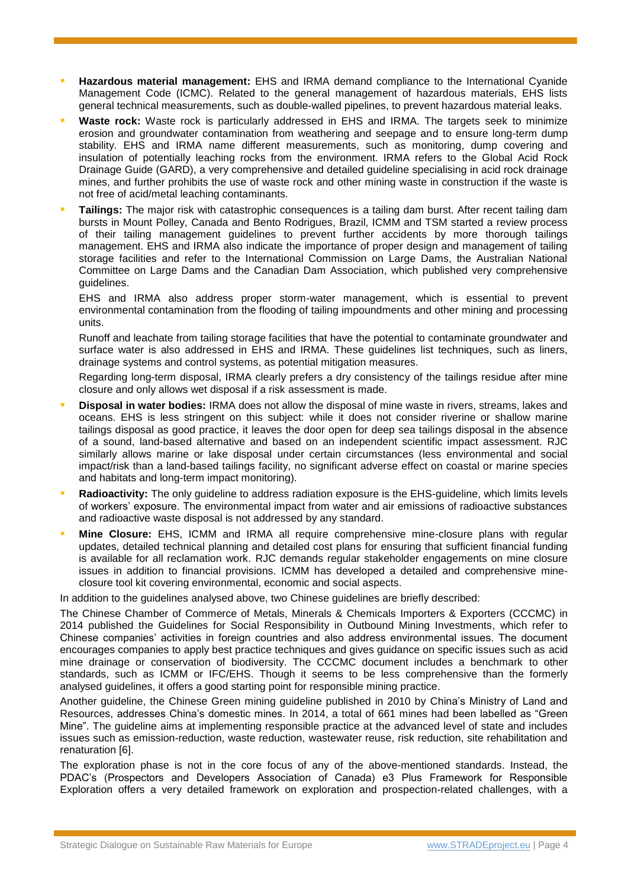- **Hazardous material management:** EHS and IRMA demand compliance to the International Cyanide Management Code (ICMC). Related to the general management of hazardous materials, EHS lists general technical measurements, such as double-walled pipelines, to prevent hazardous material leaks.
- **Waste rock:** Waste rock is particularly addressed in EHS and IRMA. The targets seek to minimize erosion and groundwater contamination from weathering and seepage and to ensure long-term dump stability. EHS and IRMA name different measurements, such as monitoring, dump covering and insulation of potentially leaching rocks from the environment. IRMA refers to the Global Acid Rock Drainage Guide (GARD), a very comprehensive and detailed guideline specialising in acid rock drainage mines, and further prohibits the use of waste rock and other mining waste in construction if the waste is not free of acid/metal leaching contaminants.
- **Tailings:** The major risk with catastrophic consequences is a tailing dam burst. After recent tailing dam bursts in Mount Polley, Canada and Bento Rodrigues, Brazil, ICMM and TSM started a review process of their tailing management guidelines to prevent further accidents by more thorough tailings management. EHS and IRMA also indicate the importance of proper design and management of tailing storage facilities and refer to the International Commission on Large Dams, the Australian National Committee on Large Dams and the Canadian Dam Association, which published very comprehensive guidelines.

  EHS and IRMA also address proper storm-water management, which is essential to prevent environmental contamination from the flooding of tailing impoundments and other mining and processing units.

  Runoff and leachate from tailing storage facilities that have the potential to contaminate groundwater and surface water is also addressed in EHS and IRMA. These guidelines list techniques, such as liners, drainage systems and control systems, as potential mitigation measures.

  Regarding long-term disposal, IRMA clearly prefers a dry consistency of the tailings residue after mine closure and only allows wet disposal if a risk assessment is made.
- **Disposal in water bodies:** IRMA does not allow the disposal of mine waste in rivers, streams, lakes and oceans. EHS is less stringent on this subject: while it does not consider riverine or shallow marine tailings disposal as good practice, it leaves the door open for deep sea tailings disposal in the absence of a sound, land-based alternative and based on an independent scientific impact assessment. RJC similarly allows marine or lake disposal under certain circumstances (less environmental and social impact/risk than a land-based tailings facility, no significant adverse effect on coastal or marine species and habitats and long-term impact monitoring).
- **Radioactivity:** The only guideline to address radiation exposure is the EHS-guideline, which limits levels of workers' exposure. The environmental impact from water and air emissions of radioactive substances and radioactive waste disposal is not addressed by any standard.
- **Mine Closure:** EHS, ICMM and IRMA all require comprehensive mine-closure plans with regular updates, detailed technical planning and detailed cost plans for ensuring that sufficient financial funding is available for all reclamation work. RJC demands regular stakeholder engagements on mine closure issues in addition to financial provisions. ICMM has developed a detailed and comprehensive mine-closure tool kit covering environmental, economic and social aspects.

In addition to the guidelines analysed above, two Chinese guidelines are briefly described:

The Chinese Chamber of Commerce of Metals, Minerals & Chemicals Importers & Exporters (CCCMC) in 2014 published the Guidelines for Social Responsibility in Outbound Mining Investments, which refer to Chinese companies' activities in foreign countries and also address environmental issues. The document encourages companies to apply best practice techniques and gives guidance on specific issues such as acid mine drainage or conservation of biodiversity. The CCCMC document includes a benchmark to other standards, such as ICMM or IFC/EHS. Though it seems to be less comprehensive than the formerly analysed guidelines, it offers a good starting point for responsible mining practice.

Another guideline, the Chinese Green mining guideline published in 2010 by China's Ministry of Land and Resources, addresses China's domestic mines. In 2014, a total of 661 mines had been labelled as "Green Mine". The guideline aims at implementing responsible practice at the advanced level of state and includes issues such as emission-reduction, waste reduction, wastewater reuse, risk reduction, site rehabilitation and renaturation [6].

The exploration phase is not in the core focus of any of the above-mentioned standards. Instead, the PDAC's (Prospectors and Developers Association of Canada) e3 Plus Framework for Responsible Exploration offers a very detailed framework on exploration and prospection-related challenges, with a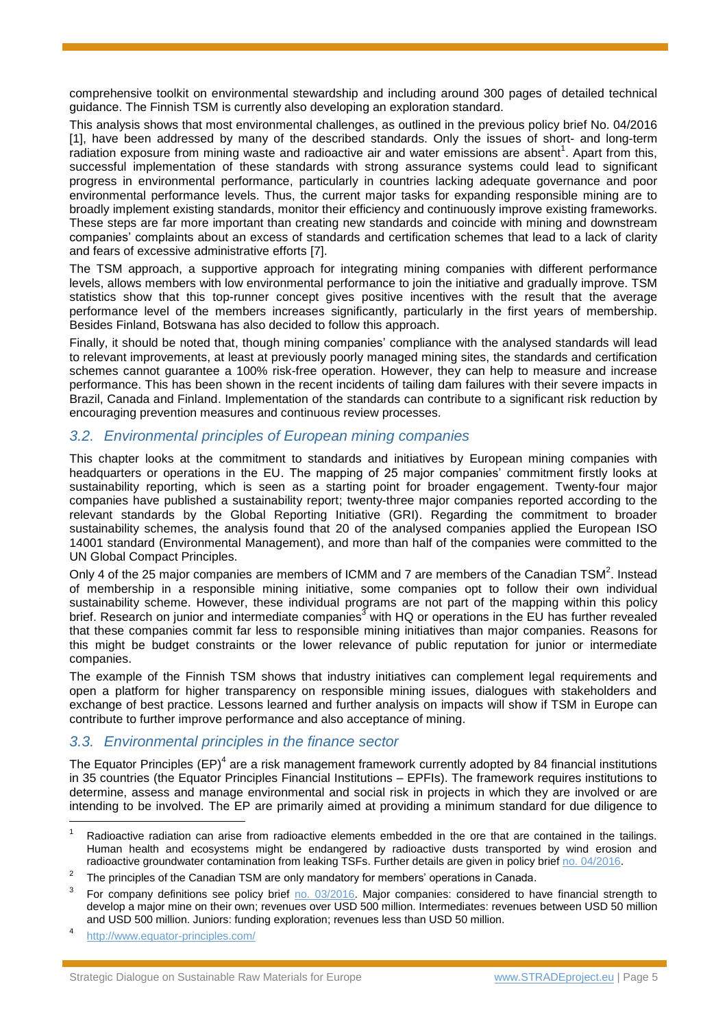comprehensive toolkit on environmental stewardship and including around 300 pages of detailed technical guidance. The Finnish TSM is currently also developing an exploration standard.

This analysis shows that most environmental challenges, as outlined in the previous policy brief No. 04/2016 [1], have been addressed by many of the described standards. Only the issues of short- and long-term radiation exposure from mining waste and radioactive air and water emissions are absent[1]. Apart from this, successful implementation of these standards with strong assurance systems could lead to significant progress in environmental performance, particularly in countries lacking adequate governance and poor environmental performance levels. Thus, the current major tasks for expanding responsible mining are to broadly implement existing standards, monitor their efficiency and continuously improve existing frameworks. These steps are far more important than creating new standards and coincide with mining and downstream companies' complaints about an excess of standards and certification schemes that lead to a lack of clarity and fears of excessive administrative efforts [7].

The TSM approach, a supportive approach for integrating mining companies with different performance levels, allows members with low environmental performance to join the initiative and gradually improve. TSM statistics show that this top-runner concept gives positive incentives with the result that the average performance level of the members increases significantly, particularly in the first years of membership. Besides Finland, Botswana has also decided to follow this approach.

Finally, it should be noted that, though mining companies' compliance with the analysed standards will lead to relevant improvements, at least at previously poorly managed mining sites, the standards and certification schemes cannot guarantee a 100% risk-free operation. However, they can help to measure and increase performance. This has been shown in the recent incidents of tailing dam failures with their severe impacts in Brazil, Canada and Finland. Implementation of the standards can contribute to a significant risk reduction by encouraging prevention measures and continuous review processes.

## *3.2. Environmental principles of European mining companies*

This chapter looks at the commitment to standards and initiatives by European mining companies with headquarters or operations in the EU. The mapping of 25 major companies' commitment firstly looks at sustainability reporting, which is seen as a starting point for broader engagement. Twenty-four major companies have published a sustainability report; twenty-three major companies reported according to the relevant standards by the Global Reporting Initiative (GRI). Regarding the commitment to broader sustainability schemes, the analysis found that 20 of the analysed companies applied the European ISO 14001 standard (Environmental Management), and more than half of the companies were committed to the UN Global Compact Principles.

Only 4 of the 25 major companies are members of ICMM and 7 are members of the Canadian TSM[2]. Instead of membership in a responsible mining initiative, some companies opt to follow their own individual sustainability scheme. However, these individual programs are not part of the mapping within this policy brief. Research on junior and intermediate companies[3] with HQ or operations in the EU has further revealed that these companies commit far less to responsible mining initiatives than major companies. Reasons for this might be budget constraints or the lower relevance of public reputation for junior or intermediate companies.

The example of the Finnish TSM shows that industry initiatives can complement legal requirements and open a platform for higher transparency on responsible mining issues, dialogues with stakeholders and exchange of best practice. Lessons learned and further analysis on impacts will show if TSM in Europe can contribute to further improve performance and also acceptance of mining.

## *3.3. Environmental principles in the finance sector*

The Equator Principles (EP)[4] are a risk management framework currently adopted by 84 financial institutions in 35 countries (the Equator Principles Financial Institutions – EPFIs). The framework requires institutions to determine, assess and manage environmental and social risk in projects in which they are involved or are intending to be involved. The EP are primarily aimed at providing a minimum standard for due diligence to

---

[1] Radioactive radiation can arise from radioactive elements embedded in the ore that are contained in the tailings. Human health and ecosystems might be endangered by radioactive dusts transported by wind erosion and radioactive groundwater contamination from leaking TSFs. Further details are given in policy brief no. 04/2016.

[2] The principles of the Canadian TSM are only mandatory for members' operations in Canada.

[3] For company definitions see policy brief no. 03/2016. Major companies: considered to have financial strength to develop a major mine on their own; revenues over USD 500 million. Intermediates: revenues between USD 50 million and USD 500 million. Juniors: funding exploration; revenues less than USD 50 million.

[4] http://www.equator-principles.com/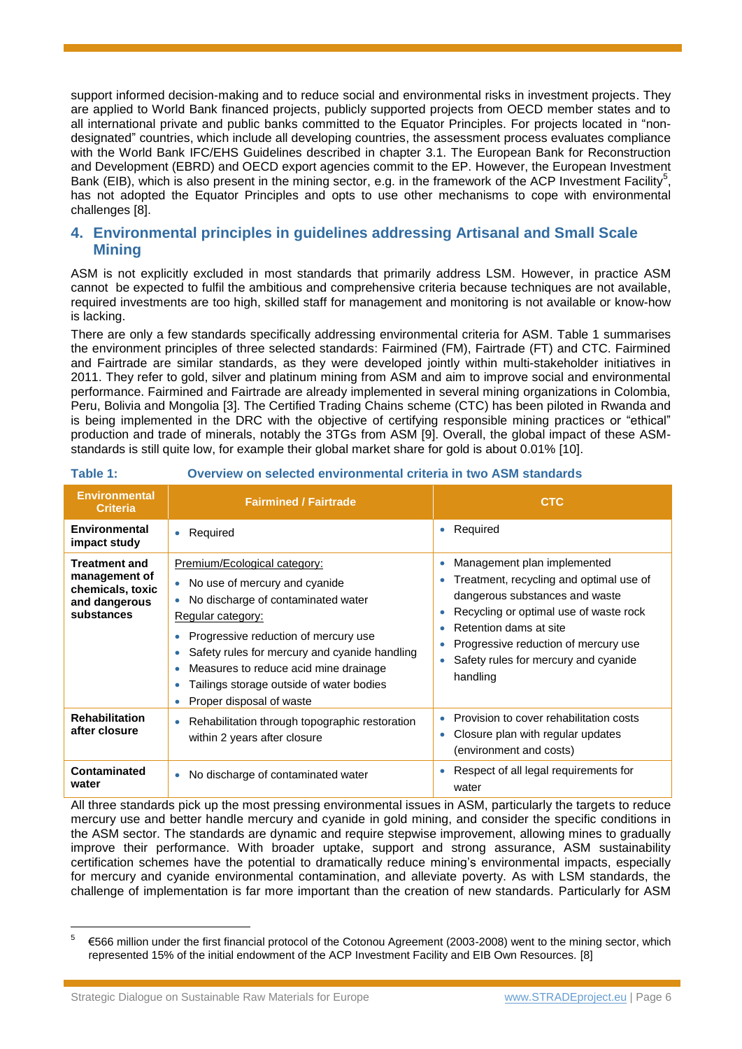support informed decision-making and to reduce social and environmental risks in investment projects. They are applied to World Bank financed projects, publicly supported projects from OECD member states and to all international private and public banks committed to the Equator Principles. For projects located in "non-designated" countries, which include all developing countries, the assessment process evaluates compliance with the World Bank IFC/EHS Guidelines described in chapter 3.1. The European Bank for Reconstruction and Development (EBRD) and OECD export agencies commit to the EP. However, the European Investment Bank (EIB), which is also present in the mining sector, e.g. in the framework of the ACP Investment Facility[5], has not adopted the Equator Principles and opts to use other mechanisms to cope with environmental challenges [8].

## 4. Environmental principles in guidelines addressing Artisanal and Small Scale Mining

ASM is not explicitly excluded in most standards that primarily address LSM. However, in practice ASM cannot be expected to fulfil the ambitious and comprehensive criteria because techniques are not available, required investments are too high, skilled staff for management and monitoring is not available or know-how is lacking.

There are only a few standards specifically addressing environmental criteria for ASM. Table 1 summarises the environment principles of three selected standards: Fairmined (FM), Fairtrade (FT) and CTC. Fairmined and Fairtrade are similar standards, as they were developed jointly within multi-stakeholder initiatives in 2011. They refer to gold, silver and platinum mining from ASM and aim to improve social and environmental performance. Fairmined and Fairtrade are already implemented in several mining organizations in Colombia, Peru, Bolivia and Mongolia [3]. The Certified Trading Chains scheme (CTC) has been piloted in Rwanda and is being implemented in the DRC with the objective of certifying responsible mining practices or "ethical" production and trade of minerals, notably the 3TGs from ASM [9]. Overall, the global impact of these ASM-standards is still quite low, for example their global market share for gold is about 0.01% [10].

**Table 1: Overview on selected environmental criteria in two ASM standards**

| Environmental Criteria | Fairmined / Fairtrade | CTC |
|---|---|---|
| **Environmental impact study** | • Required | • Required |
| **Treatment and management of chemicals, toxic and dangerous substances** | Premium/Ecological category:<br>• No use of mercury and cyanide<br>• No discharge of contaminated water<br>Regular category:<br>• Progressive reduction of mercury use<br>• Safety rules for mercury and cyanide handling<br>• Measures to reduce acid mine drainage<br>• Tailings storage outside of water bodies<br>• Proper disposal of waste | • Management plan implemented<br>• Treatment, recycling and optimal use of dangerous substances and waste<br>• Recycling or optimal use of waste rock<br>• Retention dams at site<br>• Progressive reduction of mercury use<br>• Safety rules for mercury and cyanide handling |
| **Rehabilitation after closure** | • Rehabilitation through topographic restoration within 2 years after closure | • Provision to cover rehabilitation costs<br>• Closure plan with regular updates (environment and costs) |
| **Contaminated water** | • No discharge of contaminated water | • Respect of all legal requirements for water |

All three standards pick up the most pressing environmental issues in ASM, particularly the targets to reduce mercury use and better handle mercury and cyanide in gold mining, and consider the specific conditions in the ASM sector. The standards are dynamic and require stepwise improvement, allowing mines to gradually improve their performance. With broader uptake, support and strong assurance, ASM sustainability certification schemes have the potential to dramatically reduce mining's environmental impacts, especially for mercury and cyanide environmental contamination, and alleviate poverty. As with LSM standards, the challenge of implementation is far more important than the creation of new standards. Particularly for ASM

---

[5] €566 million under the first financial protocol of the Cotonou Agreement (2003-2008) went to the mining sector, which represented 15% of the initial endowment of the ACP Investment Facility and EIB Own Resources. [8]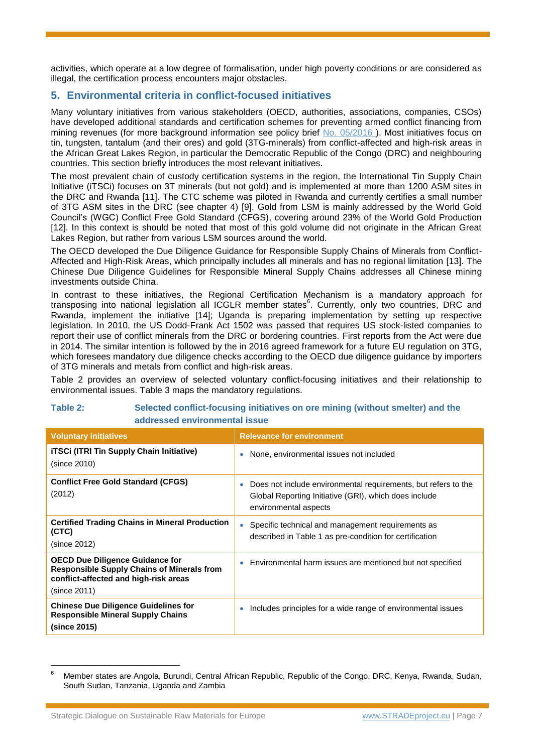activities, which operate at a low degree of formalisation, under high poverty conditions or are considered as illegal, the certification process encounters major obstacles.

## 5. Environmental criteria in conflict-focused initiatives

Many voluntary initiatives from various stakeholders (OECD, authorities, associations, companies, CSOs) have developed additional standards and certification schemes for preventing armed conflict financing from mining revenues (for more background information see policy brief No. 05/2016 ). Most initiatives focus on tin, tungsten, tantalum (and their ores) and gold (3TG-minerals) from conflict-affected and high-risk areas in the African Great Lakes Region, in particular the Democratic Republic of the Congo (DRC) and neighbouring countries. This section briefly introduces the most relevant initiatives.

The most prevalent chain of custody certification systems in the region, the International Tin Supply Chain Initiative (iTSCi) focuses on 3T minerals (but not gold) and is implemented at more than 1200 ASM sites in the DRC and Rwanda [11]. The CTC scheme was piloted in Rwanda and currently certifies a small number of 3TG ASM sites in the DRC (see chapter 4) [9]. Gold from LSM is mainly addressed by the World Gold Council's (WGC) Conflict Free Gold Standard (CFGS), covering around 23% of the World Gold Production [12]. In this context is should be noted that most of this gold volume did not originate in the African Great Lakes Region, but rather from various LSM sources around the world.

The OECD developed the Due Diligence Guidance for Responsible Supply Chains of Minerals from Conflict-Affected and High-Risk Areas, which principally includes all minerals and has no regional limitation [13]. The Chinese Due Diligence Guidelines for Responsible Mineral Supply Chains addresses all Chinese mining investments outside China.

In contrast to these initiatives, the Regional Certification Mechanism is a mandatory approach for transposing into national legislation all ICGLR member states[6]. Currently, only two countries, DRC and Rwanda, implement the initiative [14]; Uganda is preparing implementation by setting up respective legislation. In 2010, the US Dodd-Frank Act 1502 was passed that requires US stock-listed companies to report their use of conflict minerals from the DRC or bordering countries. First reports from the Act were due in 2014. The similar intention is followed by the in 2016 agreed framework for a future EU regulation on 3TG, which foresees mandatory due diligence checks according to the OECD due diligence guidance by importers of 3TG minerals and metals from conflict and high-risk areas.

Table 2 provides an overview of selected voluntary conflict-focusing initiatives and their relationship to environmental issues. Table 3 maps the mandatory regulations.

**Table 2: Selected conflict-focusing initiatives on ore mining (without smelter) and the addressed environmental issue**

| Voluntary initiatives | Relevance for environment |
|---|---|
| **iTSCi (ITRI Tin Supply Chain Initiative)** (since 2010) | • None, environmental issues not included |
| **Conflict Free Gold Standard (CFGS)** (2012) | • Does not include environmental requirements, but refers to the Global Reporting Initiative (GRI), which does include environmental aspects |
| **Certified Trading Chains in Mineral Production (CTC)** (since 2012) | • Specific technical and management requirements as described in Table 1 as pre-condition for certification |
| **OECD Due Diligence Guidance for Responsible Supply Chains of Minerals from conflict-affected and high-risk areas** (since 2011) | • Environmental harm issues are mentioned but not specified |
| **Chinese Due Diligence Guidelines for Responsible Mineral Supply Chains** **(since 2015)** | • Includes principles for a wide range of environmental issues |

[6] Member states are Angola, Burundi, Central African Republic, Republic of the Congo, DRC, Kenya, Rwanda, Sudan, South Sudan, Tanzania, Uganda and Zambia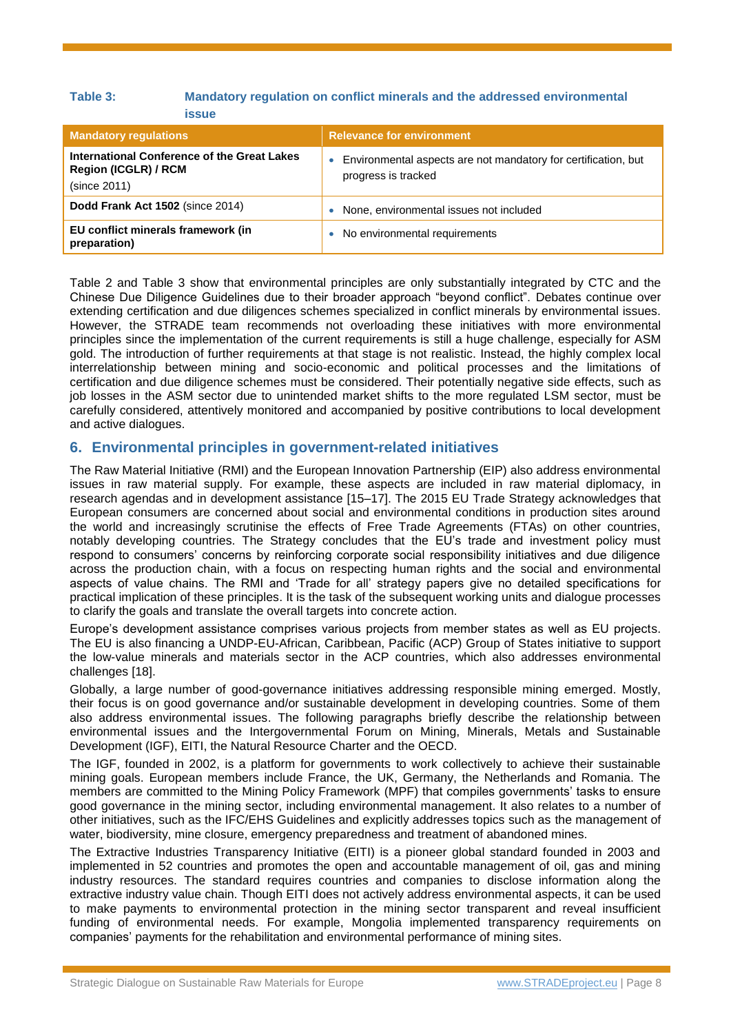**Table 3: Mandatory regulation on conflict minerals and the addressed environmental issue**

| Mandatory regulations | Relevance for environment |
|---|---|
| **International Conference of the Great Lakes Region (ICGLR) / RCM** (since 2011) | • Environmental aspects are not mandatory for certification, but progress is tracked |
| **Dodd Frank Act 1502** (since 2014) | • None, environmental issues not included |
| **EU conflict minerals framework (in preparation)** | • No environmental requirements |

Table 2 and Table 3 show that environmental principles are only substantially integrated by CTC and the Chinese Due Diligence Guidelines due to their broader approach "beyond conflict". Debates continue over extending certification and due diligences schemes specialized in conflict minerals by environmental issues. However, the STRADE team recommends not overloading these initiatives with more environmental principles since the implementation of the current requirements is still a huge challenge, especially for ASM gold. The introduction of further requirements at that stage is not realistic. Instead, the highly complex local interrelationship between mining and socio-economic and political processes and the limitations of certification and due diligence schemes must be considered. Their potentially negative side effects, such as job losses in the ASM sector due to unintended market shifts to the more regulated LSM sector, must be carefully considered, attentively monitored and accompanied by positive contributions to local development and active dialogues.

## 6. Environmental principles in government-related initiatives

The Raw Material Initiative (RMI) and the European Innovation Partnership (EIP) also address environmental issues in raw material supply. For example, these aspects are included in raw material diplomacy, in research agendas and in development assistance [15–17]. The 2015 EU Trade Strategy acknowledges that European consumers are concerned about social and environmental conditions in production sites around the world and increasingly scrutinise the effects of Free Trade Agreements (FTAs) on other countries, notably developing countries. The Strategy concludes that the EU's trade and investment policy must respond to consumers' concerns by reinforcing corporate social responsibility initiatives and due diligence across the production chain, with a focus on respecting human rights and the social and environmental aspects of value chains. The RMI and 'Trade for all' strategy papers give no detailed specifications for practical implication of these principles. It is the task of the subsequent working units and dialogue processes to clarify the goals and translate the overall targets into concrete action.

Europe's development assistance comprises various projects from member states as well as EU projects. The EU is also financing a UNDP-EU-African, Caribbean, Pacific (ACP) Group of States initiative to support the low-value minerals and materials sector in the ACP countries, which also addresses environmental challenges [18].

Globally, a large number of good-governance initiatives addressing responsible mining emerged. Mostly, their focus is on good governance and/or sustainable development in developing countries. Some of them also address environmental issues. The following paragraphs briefly describe the relationship between environmental issues and the Intergovernmental Forum on Mining, Minerals, Metals and Sustainable Development (IGF), EITI, the Natural Resource Charter and the OECD.

The IGF, founded in 2002, is a platform for governments to work collectively to achieve their sustainable mining goals. European members include France, the UK, Germany, the Netherlands and Romania. The members are committed to the Mining Policy Framework (MPF) that compiles governments' tasks to ensure good governance in the mining sector, including environmental management. It also relates to a number of other initiatives, such as the IFC/EHS Guidelines and explicitly addresses topics such as the management of water, biodiversity, mine closure, emergency preparedness and treatment of abandoned mines.

The Extractive Industries Transparency Initiative (EITI) is a pioneer global standard founded in 2003 and implemented in 52 countries and promotes the open and accountable management of oil, gas and mining industry resources. The standard requires countries and companies to disclose information along the extractive industry value chain. Though EITI does not actively address environmental aspects, it can be used to make payments to environmental protection in the mining sector transparent and reveal insufficient funding of environmental needs. For example, Mongolia implemented transparency requirements on companies' payments for the rehabilitation and environmental performance of mining sites.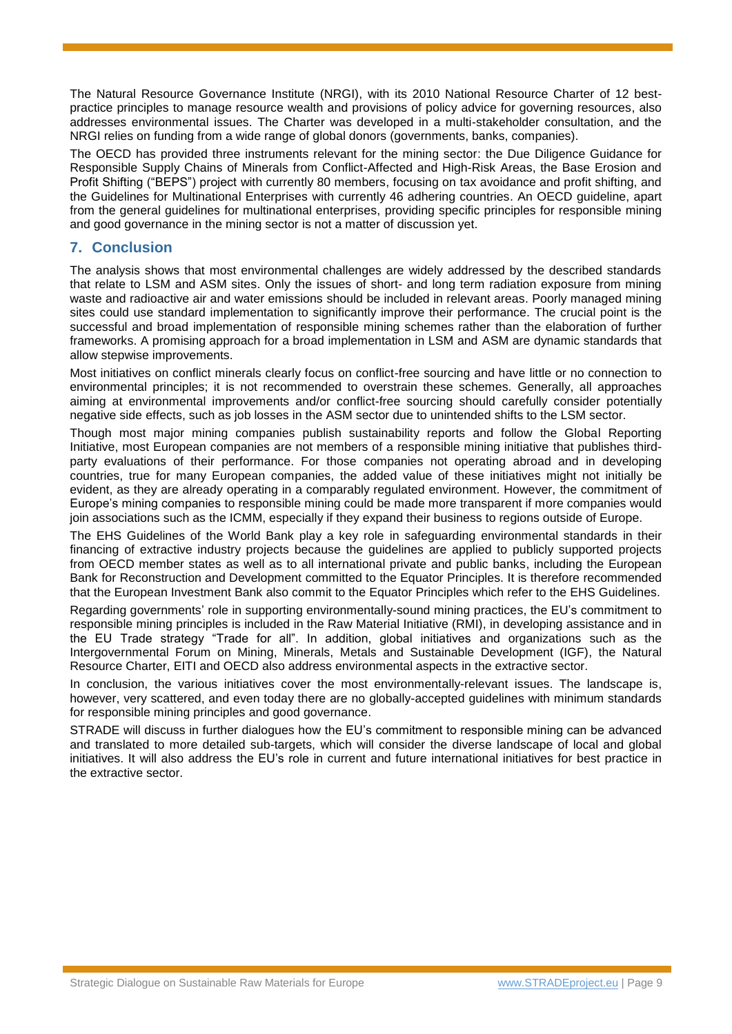The Natural Resource Governance Institute (NRGI), with its 2010 National Resource Charter of 12 best-practice principles to manage resource wealth and provisions of policy advice for governing resources, also addresses environmental issues. The Charter was developed in a multi-stakeholder consultation, and the NRGI relies on funding from a wide range of global donors (governments, banks, companies).

The OECD has provided three instruments relevant for the mining sector: the Due Diligence Guidance for Responsible Supply Chains of Minerals from Conflict-Affected and High-Risk Areas, the Base Erosion and Profit Shifting ("BEPS") project with currently 80 members, focusing on tax avoidance and profit shifting, and the Guidelines for Multinational Enterprises with currently 46 adhering countries. An OECD guideline, apart from the general guidelines for multinational enterprises, providing specific principles for responsible mining and good governance in the mining sector is not a matter of discussion yet.

## 7. Conclusion

The analysis shows that most environmental challenges are widely addressed by the described standards that relate to LSM and ASM sites. Only the issues of short- and long term radiation exposure from mining waste and radioactive air and water emissions should be included in relevant areas. Poorly managed mining sites could use standard implementation to significantly improve their performance. The crucial point is the successful and broad implementation of responsible mining schemes rather than the elaboration of further frameworks. A promising approach for a broad implementation in LSM and ASM are dynamic standards that allow stepwise improvements.

Most initiatives on conflict minerals clearly focus on conflict-free sourcing and have little or no connection to environmental principles; it is not recommended to overstrain these schemes. Generally, all approaches aiming at environmental improvements and/or conflict-free sourcing should carefully consider potentially negative side effects, such as job losses in the ASM sector due to unintended shifts to the LSM sector.

Though most major mining companies publish sustainability reports and follow the Global Reporting Initiative, most European companies are not members of a responsible mining initiative that publishes third-party evaluations of their performance. For those companies not operating abroad and in developing countries, true for many European companies, the added value of these initiatives might not initially be evident, as they are already operating in a comparably regulated environment. However, the commitment of Europe's mining companies to responsible mining could be made more transparent if more companies would join associations such as the ICMM, especially if they expand their business to regions outside of Europe.

The EHS Guidelines of the World Bank play a key role in safeguarding environmental standards in their financing of extractive industry projects because the guidelines are applied to publicly supported projects from OECD member states as well as to all international private and public banks, including the European Bank for Reconstruction and Development committed to the Equator Principles. It is therefore recommended that the European Investment Bank also commit to the Equator Principles which refer to the EHS Guidelines.

Regarding governments' role in supporting environmentally-sound mining practices, the EU's commitment to responsible mining principles is included in the Raw Material Initiative (RMI), in developing assistance and in the EU Trade strategy "Trade for all". In addition, global initiatives and organizations such as the Intergovernmental Forum on Mining, Minerals, Metals and Sustainable Development (IGF), the Natural Resource Charter, EITI and OECD also address environmental aspects in the extractive sector.

In conclusion, the various initiatives cover the most environmentally-relevant issues. The landscape is, however, very scattered, and even today there are no globally-accepted guidelines with minimum standards for responsible mining principles and good governance.

STRADE will discuss in further dialogues how the EU's commitment to responsible mining can be advanced and translated to more detailed sub-targets, which will consider the diverse landscape of local and global initiatives. It will also address the EU's role in current and future international initiatives for best practice in the extractive sector.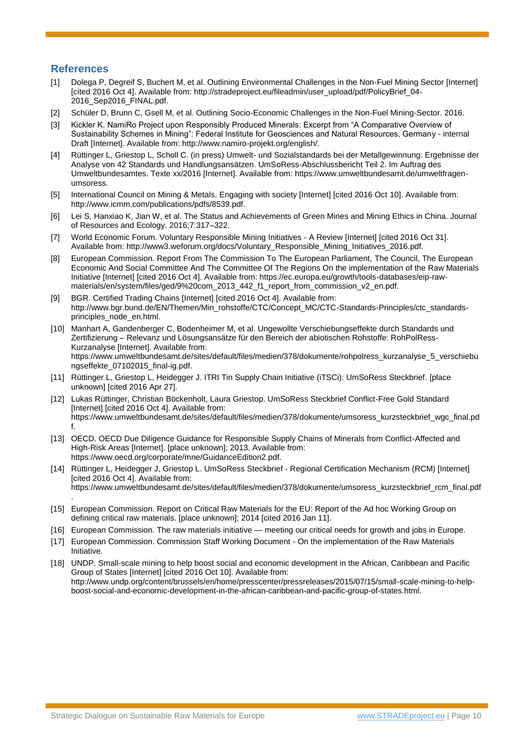## References

[1] Dolega P, Degreif S, Buchert M, et al. Outlining Environmental Challenges in the Non-Fuel Mining Sector [Internet] [cited 2016 Oct 4]. Available from: http://stradeproject.eu/fileadmin/user_upload/pdf/PolicyBrief_04-2016_Sep2016_FINAL.pdf.

[2] Schüler D, Brunn C, Gsell M, et al. Outlining Socio-Economic Challenges in the Non-Fuel Mining-Sector. 2016.

[3] Kickler K. NamiRo Project upon Responsibly Produced Minerals: Excerpt from "A Comparative Overview of Sustainability Schemes in Mining": Federal Institute for Geosciences and Natural Resources, Germany - internal Draft [Internet]. Available from: http://www.namiro-projekt.org/english/.

[4] Rüttinger L, Griestop L, Scholl C. (in press) Umwelt- und Sozialstandards bei der Metallgewinnung: Ergebnisse der Analyse von 42 Standards und Handlungsansätzen. UmSoRess-Abschlussbericht Teil 2. Im Auftrag des Umweltbundesamtes. Texte xx/2016 [Internet]. Available from: https://www.umweltbundesamt.de/umweltfragen-umsoress.

[5] International Council on Mining & Metals. Engaging with society [Internet] [cited 2016 Oct 10]. Available from: http://www.icmm.com/publications/pdfs/8539.pdf.

[6] Lei S, Hanxiao K, Jian W, et al. The Status and Achievements of Green Mines and Mining Ethics in China. Journal of Resources and Ecology. 2016;7:317–322.

[7] World Economic Forum. Voluntary Responsible Mining Initiatives - A Review [Internet] [cited 2016 Oct 31]. Available from: http://www3.weforum.org/docs/Voluntary_Responsible_Mining_Initiatives_2016.pdf.

[8] European Commission. Report From The Commission To The European Parliament, The Council, The European Economic And Social Committee And The Committee Of The Regions On the implementation of the Raw Materials Initiative [Internet] [cited 2016 Oct 4]. Available from: https://ec.europa.eu/growth/tools-databases/eip-raw-materials/en/system/files/ged/9%20com_2013_442_f1_report_from_commission_v2_en.pdf.

[9] BGR. Certified Trading Chains [Internet] [cited 2016 Oct 4]. Available from: http://www.bgr.bund.de/EN/Themen/Min_rohstoffe/CTC/Concept_MC/CTC-Standards-Principles/ctc_standards-principles_node_en.html.

[10] Manhart A, Gandenberger C, Bodenheimer M, et al. Ungewollte Verschiebungseffekte durch Standards und Zertifizierung – Relevanz und Lösungsansätze für den Bereich der abiotischen Rohstoffe: RohPolRess-Kurzanalyse [Internet]. Available from: https://www.umweltbundesamt.de/sites/default/files/medien/378/dokumente/rohpolress_kurzanalyse_5_verschiebungseffekte_07102015_final-ig.pdf.

[11] Rüttinger L, Griestop L, Heidegger J. ITRI Tin Supply Chain Initiative (iTSCi): UmSoRess Steckbrief. [place unknown] [cited 2016 Apr 27].

[12] Lukas Rüttinger, Christian Böckenholt, Laura Griestop. UmSoRess Steckbrief Conflict-Free Gold Standard [Internet] [cited 2016 Oct 4]. Available from: https://www.umweltbundesamt.de/sites/default/files/medien/378/dokumente/umsoress_kurzsteckbrief_wgc_final.pdf.

[13] OECD. OECD Due Diligence Guidance for Responsible Supply Chains of Minerals from Conflict-Affected and High-Risk Areas [Internet]. [place unknown]; 2013. Available from: https://www.oecd.org/corporate/mne/GuidanceEdition2.pdf.

[14] Rüttinger L, Heidegger J, Griestop L. UmSoRess Steckbrief - Regional Certification Mechanism (RCM) [Internet] [cited 2016 Oct 4]. Available from: https://www.umweltbundesamt.de/sites/default/files/medien/378/dokumente/umsoress_kurzsteckbrief_rcm_final.pdf.

[15] European Commission. Report on Critical Raw Materials for the EU: Report of the Ad hoc Working Group on defining critical raw materials. [place unknown]; 2014 [cited 2016 Jan 11].

[16] European Commission. The raw materials initiative — meeting our critical needs for growth and jobs in Europe.

[17] European Commission. Commission Staff Working Document - On the implementation of the Raw Materials Initiative.

[18] UNDP. Small-scale mining to help boost social and economic development in the African, Caribbean and Pacific Group of States [Internet] [cited 2016 Oct 10]. Available from: http://www.undp.org/content/brussels/en/home/presscenter/pressreleases/2015/07/15/small-scale-mining-to-help-boost-social-and-economic-development-in-the-african-caribbean-and-pacific-group-of-states.html.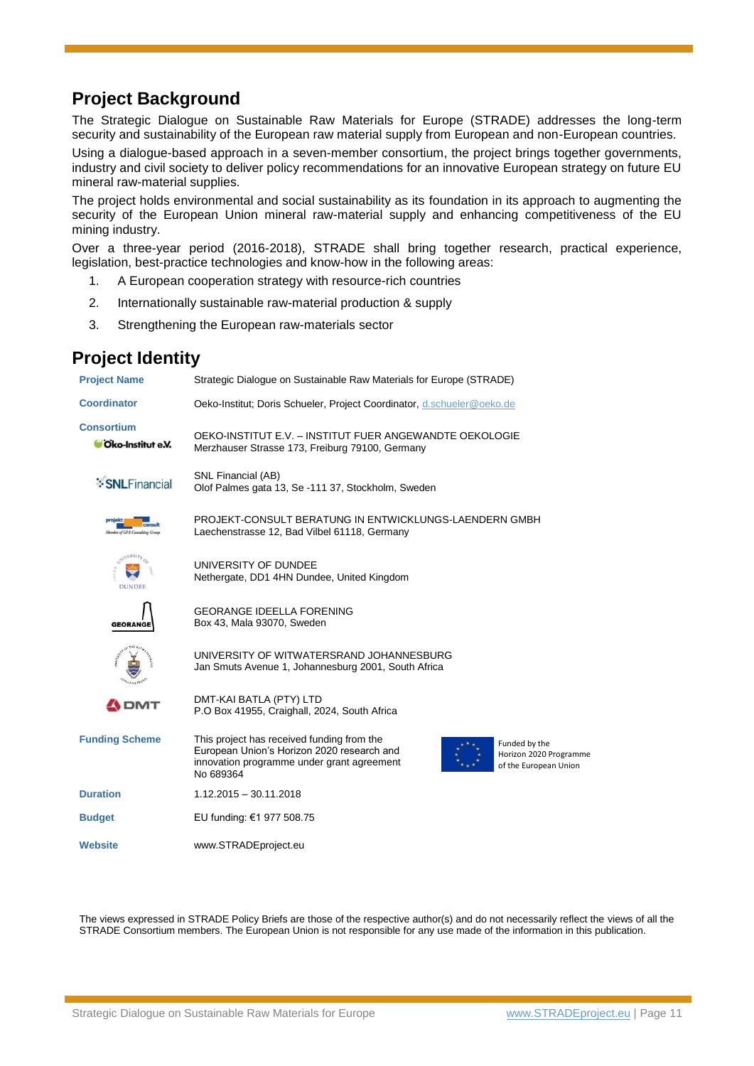## Project Background

The Strategic Dialogue on Sustainable Raw Materials for Europe (STRADE) addresses the long-term security and sustainability of the European raw material supply from European and non-European countries.

Using a dialogue-based approach in a seven-member consortium, the project brings together governments, industry and civil society to deliver policy recommendations for an innovative European strategy on future EU mineral raw-material supplies.

The project holds environmental and social sustainability as its foundation in its approach to augmenting the security of the European Union mineral raw-material supply and enhancing competitiveness of the EU mining industry.

Over a three-year period (2016-2018), STRADE shall bring together research, practical experience, legislation, best-practice technologies and know-how in the following areas:

1. A European cooperation strategy with resource-rich countries
2. Internationally sustainable raw-material production & supply
3. Strengthening the European raw-materials sector

## Project Identity

| | |
|---|---|
| **Project Name** | Strategic Dialogue on Sustainable Raw Materials for Europe (STRADE) |
| **Coordinator** | Oeko-Institut; Doris Schueler, Project Coordinator, d.schueler@oeko.de |
| **Consortium** Öko-Institut e.V. | OEKO-INSTITUT E.V. – INSTITUT FUER ANGEWANDTE OEKOLOGIE<br>Merzhauser Strasse 173, Freiburg 79100, Germany |
| SNLFinancial | SNL Financial (AB)<br>Olof Palmes gata 13, Se -111 37, Stockholm, Sweden |
| projekt consult | PROJEKT-CONSULT BERATUNG IN ENTWICKLUNGS-LAENDERN GMBH<br>Laechenstrasse 12, Bad Vilbel 61118, Germany |
| University of Dundee | UNIVERSITY OF DUNDEE<br>Nethergate, DD1 4HN Dundee, United Kingdom |
| GEORANGE | GEORANGE IDEELLA FORENING<br>Box 43, Mala 93070, Sweden |
| University of the Witwatersrand | UNIVERSITY OF WITWATERSRAND JOHANNESBURG<br>Jan Smuts Avenue 1, Johannesburg 2001, South Africa |
| DMT | DMT-KAI BATLA (PTY) LTD<br>P.O Box 41955, Craighall, 2024, South Africa |
| **Funding Scheme** | This project has received funding from the European Union's Horizon 2020 research and innovation programme under grant agreement No 689364<br>Funded by the Horizon 2020 Programme of the European Union |
| **Duration** | 1.12.2015 – 30.11.2018 |
| **Budget** | EU funding: €1 977 508.75 |
| **Website** | www.STRADEproject.eu |

The views expressed in STRADE Policy Briefs are those of the respective author(s) and do not necessarily reflect the views of all the STRADE Consortium members. The European Union is not responsible for any use made of the information in this publication.